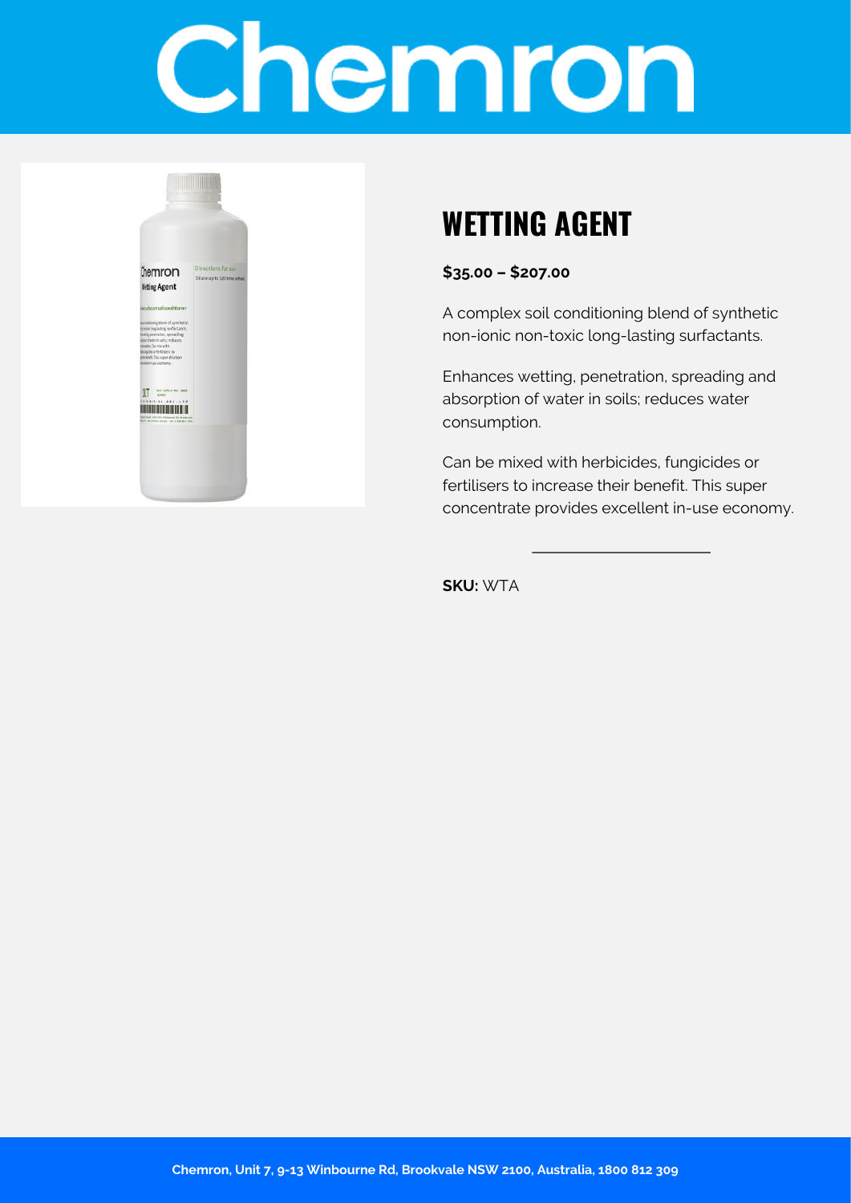# Chemron

## WETTING AGENT

**$35.00 – $207.00**

A complex soil conditioning blend of synthetic non-ionic non-toxic long-lasting surfactants.

Enhances wetting, penetration, spreading and absorption of water in soils; reduces water consumption.

Can be mixed with herbicides, fungicides or fertilisers to increase their benefit. This super concentrate provides excellent in-use economy.

---

**SKU:** WTA

**Chemron, Unit 7, 9-13 Winbourne Rd, Brookvale NSW 2100, Australia, 1800 812 309**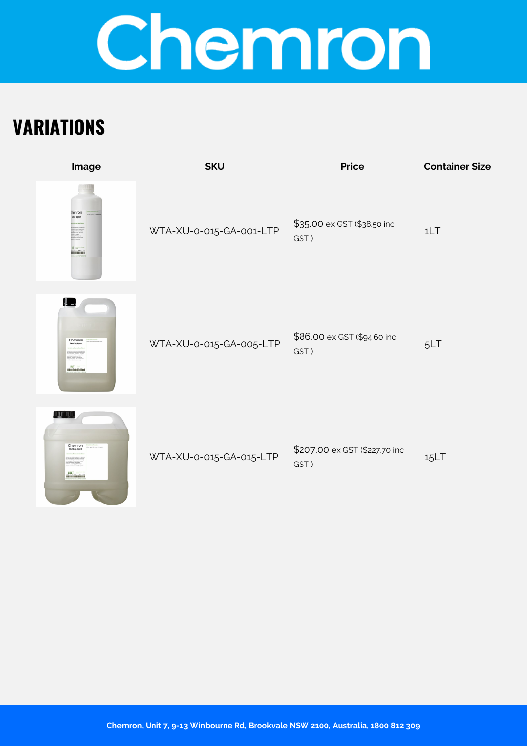# Chemron

## VARIATIONS

| Image | SKU | Price | Container Size |
|---|---|---|---|
| | WTA-XU-0-015-GA-001-LTP | $35.00 ex GST ($38.50 inc GST ) | 1LT |
| | WTA-XU-0-015-GA-005-LTP | $86.00 ex GST ($94.60 inc GST ) | 5LT |
| | WTA-XU-0-015-GA-015-LTP | $207.00 ex GST ($227.70 inc GST ) | 15LT |

Chemron, Unit 7, 9-13 Winbourne Rd, Brookvale NSW 2100, Australia, 1800 812 309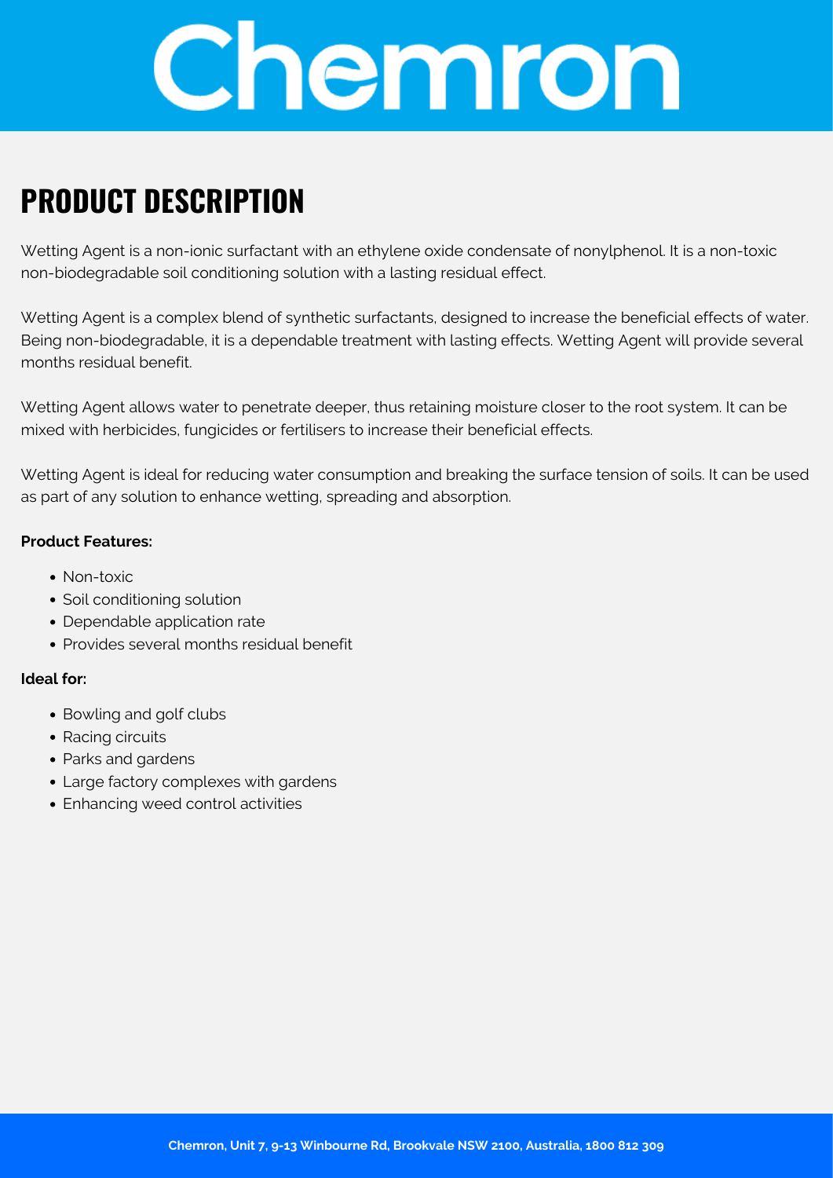# Chemron

## PRODUCT DESCRIPTION

Wetting Agent is a non-ionic surfactant with an ethylene oxide condensate of nonylphenol. It is a non-toxic non-biodegradable soil conditioning solution with a lasting residual effect.

Wetting Agent is a complex blend of synthetic surfactants, designed to increase the beneficial effects of water. Being non-biodegradable, it is a dependable treatment with lasting effects. Wetting Agent will provide several months residual benefit.

Wetting Agent allows water to penetrate deeper, thus retaining moisture closer to the root system. It can be mixed with herbicides, fungicides or fertilisers to increase their beneficial effects.

Wetting Agent is ideal for reducing water consumption and breaking the surface tension of soils. It can be used as part of any solution to enhance wetting, spreading and absorption.

**Product Features:**

- Non-toxic
- Soil conditioning solution
- Dependable application rate
- Provides several months residual benefit

**Ideal for:**

- Bowling and golf clubs
- Racing circuits
- Parks and gardens
- Large factory complexes with gardens
- Enhancing weed control activities

**Chemron, Unit 7, 9-13 Winbourne Rd, Brookvale NSW 2100, Australia, 1800 812 309**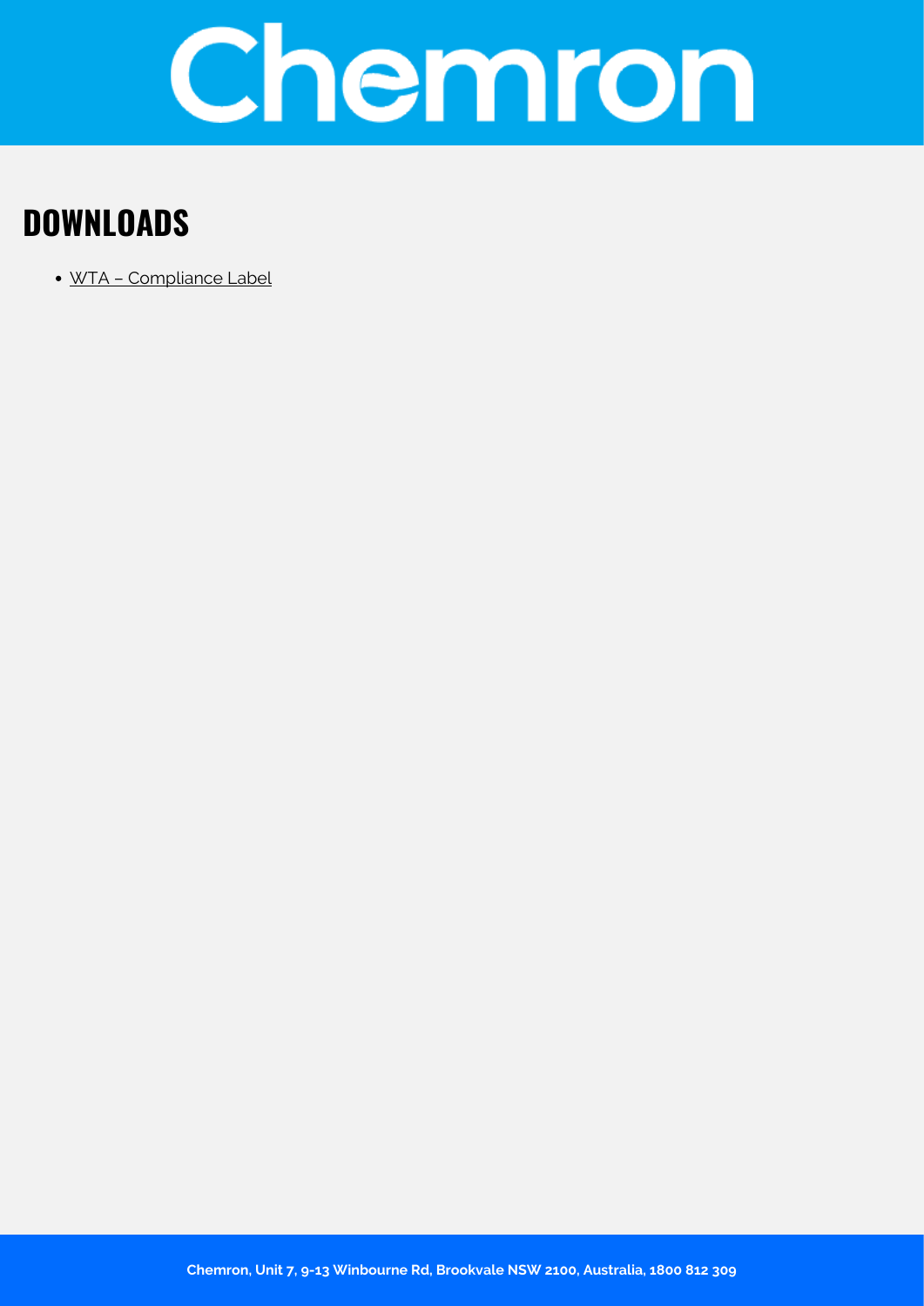## DOWNLOADS

- WTA – Compliance Label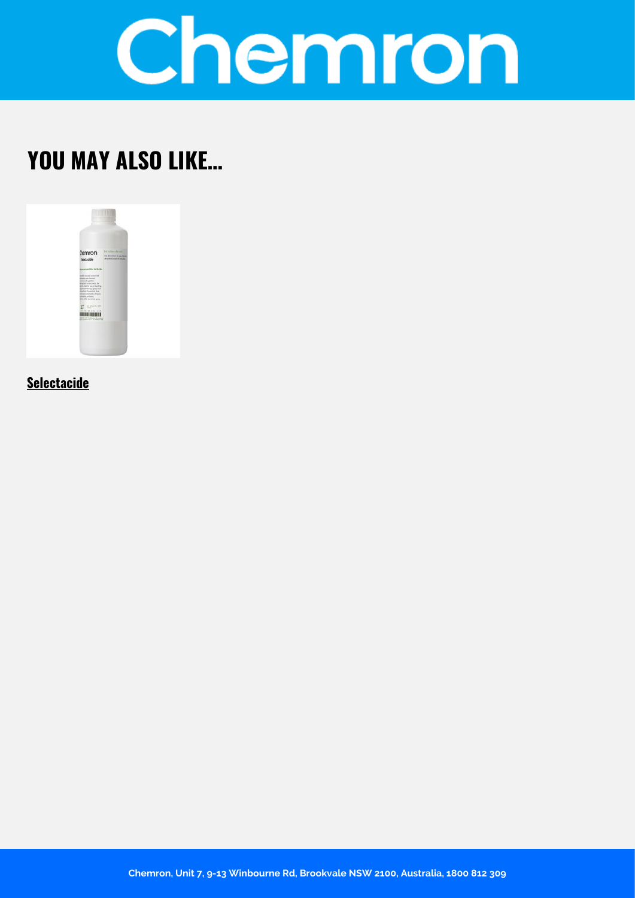# Chemron

## YOU MAY ALSO LIKE…

**Selectacide**

Chemron, Unit 7, 9-13 Winbourne Rd, Brookvale NSW 2100, Australia, 1800 812 309